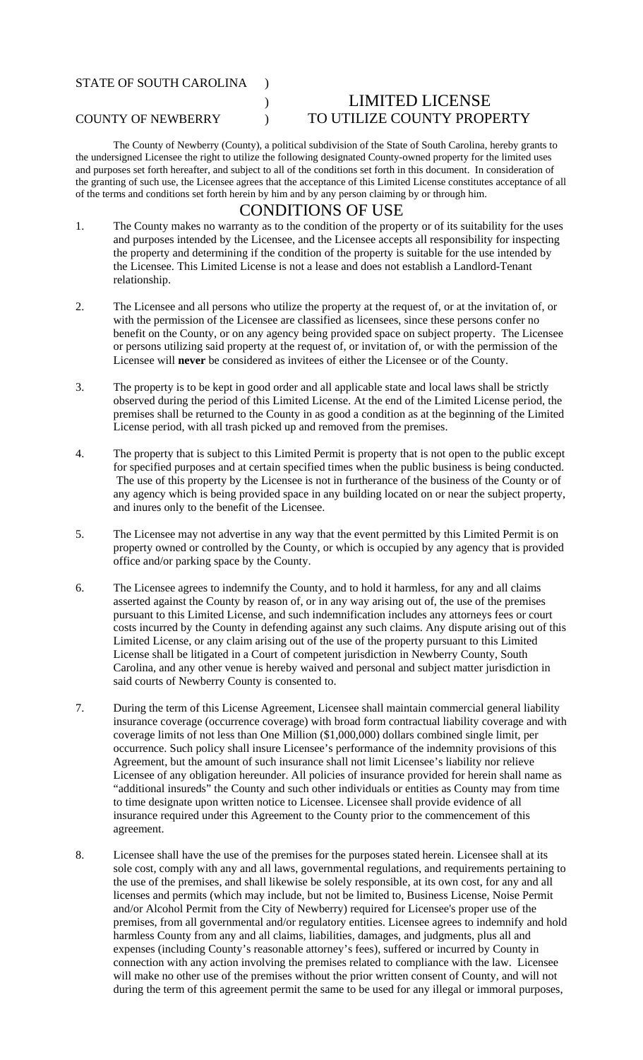STATE OF SOUTH CAROLINA )
) **LIMITED LICENSE**
COUNTY OF NEWBERRY ) **TO UTILIZE COUNTY PROPERTY**

The County of Newberry (County), a political subdivision of the State of South Carolina, hereby grants to the undersigned Licensee the right to utilize the following designated County-owned property for the limited uses and purposes set forth hereafter, and subject to all of the conditions set forth in this document. In consideration of the granting of such use, the Licensee agrees that the acceptance of this Limited License constitutes acceptance of all of the terms and conditions set forth herein by him and by any person claiming by or through him.

## CONDITIONS OF USE

1. The County makes no warranty as to the condition of the property or of its suitability for the uses and purposes intended by the Licensee, and the Licensee accepts all responsibility for inspecting the property and determining if the condition of the property is suitable for the use intended by the Licensee. This Limited License is not a lease and does not establish a Landlord-Tenant relationship.

2. The Licensee and all persons who utilize the property at the request of, or at the invitation of, or with the permission of the Licensee are classified as licensees, since these persons confer no benefit on the County, or on any agency being provided space on subject property. The Licensee or persons utilizing said property at the request of, or invitation of, or with the permission of the Licensee will **never** be considered as invitees of either the Licensee or of the County.

3. The property is to be kept in good order and all applicable state and local laws shall be strictly observed during the period of this Limited License. At the end of the Limited License period, the premises shall be returned to the County in as good a condition as at the beginning of the Limited License period, with all trash picked up and removed from the premises.

4. The property that is subject to this Limited Permit is property that is not open to the public except for specified purposes and at certain specified times when the public business is being conducted. The use of this property by the Licensee is not in furtherance of the business of the County or of any agency which is being provided space in any building located on or near the subject property, and inures only to the benefit of the Licensee.

5. The Licensee may not advertise in any way that the event permitted by this Limited Permit is on property owned or controlled by the County, or which is occupied by any agency that is provided office and/or parking space by the County.

6. The Licensee agrees to indemnify the County, and to hold it harmless, for any and all claims asserted against the County by reason of, or in any way arising out of, the use of the premises pursuant to this Limited License, and such indemnification includes any attorneys fees or court costs incurred by the County in defending against any such claims. Any dispute arising out of this Limited License, or any claim arising out of the use of the property pursuant to this Limited License shall be litigated in a Court of competent jurisdiction in Newberry County, South Carolina, and any other venue is hereby waived and personal and subject matter jurisdiction in said courts of Newberry County is consented to.

7. During the term of this License Agreement, Licensee shall maintain commercial general liability insurance coverage (occurrence coverage) with broad form contractual liability coverage and with coverage limits of not less than One Million ($1,000,000) dollars combined single limit, per occurrence. Such policy shall insure Licensee's performance of the indemnity provisions of this Agreement, but the amount of such insurance shall not limit Licensee's liability nor relieve Licensee of any obligation hereunder. All policies of insurance provided for herein shall name as "additional insureds" the County and such other individuals or entities as County may from time to time designate upon written notice to Licensee. Licensee shall provide evidence of all insurance required under this Agreement to the County prior to the commencement of this agreement.

8. Licensee shall have the use of the premises for the purposes stated herein. Licensee shall at its sole cost, comply with any and all laws, governmental regulations, and requirements pertaining to the use of the premises, and shall likewise be solely responsible, at its own cost, for any and all licenses and permits (which may include, but not be limited to, Business License, Noise Permit and/or Alcohol Permit from the City of Newberry) required for Licensee's proper use of the premises, from all governmental and/or regulatory entities. Licensee agrees to indemnify and hold harmless County from any and all claims, liabilities, damages, and judgments, plus all and expenses (including County's reasonable attorney's fees), suffered or incurred by County in connection with any action involving the premises related to compliance with the law. Licensee will make no other use of the premises without the prior written consent of County, and will not during the term of this agreement permit the same to be used for any illegal or immoral purposes,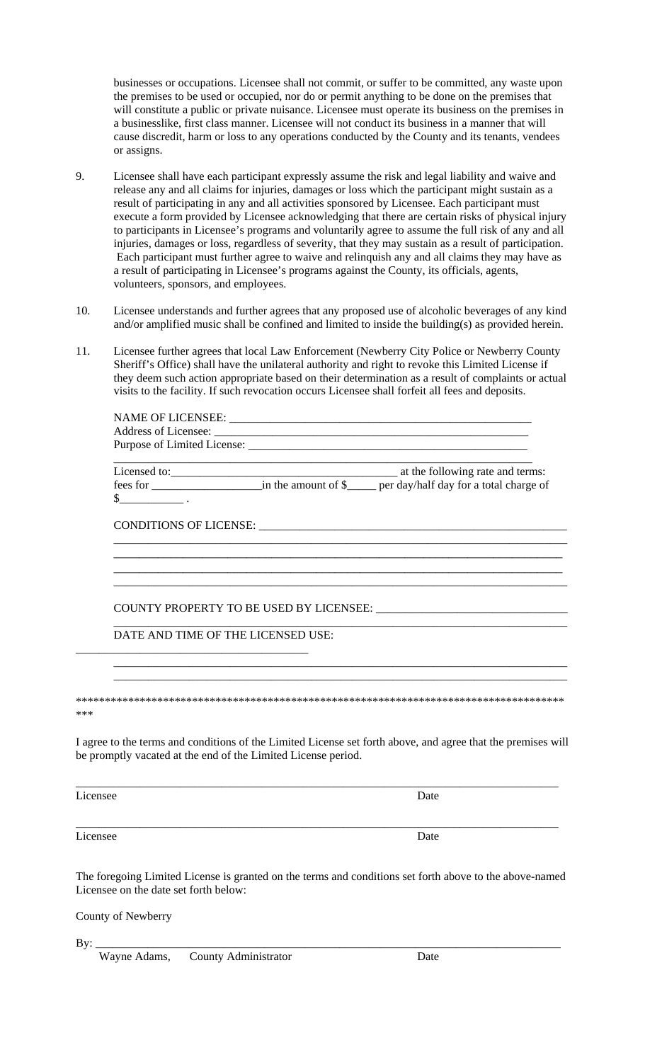businesses or occupations. Licensee shall not commit, or suffer to be committed, any waste upon the premises to be used or occupied, nor do or permit anything to be done on the premises that will constitute a public or private nuisance. Licensee must operate its business on the premises in a businesslike, first class manner. Licensee will not conduct its business in a manner that will cause discredit, harm or loss to any operations conducted by the County and its tenants, vendees or assigns.

9. Licensee shall have each participant expressly assume the risk and legal liability and waive and release any and all claims for injuries, damages or loss which the participant might sustain as a result of participating in any and all activities sponsored by Licensee. Each participant must execute a form provided by Licensee acknowledging that there are certain risks of physical injury to participants in Licensee's programs and voluntarily agree to assume the full risk of any and all injuries, damages or loss, regardless of severity, that they may sustain as a result of participation. Each participant must further agree to waive and relinquish any and all claims they may have as a result of participating in Licensee's programs against the County, its officials, agents, volunteers, sponsors, and employees.

10. Licensee understands and further agrees that any proposed use of alcoholic beverages of any kind and/or amplified music shall be confined and limited to inside the building(s) as provided herein.

11. Licensee further agrees that local Law Enforcement (Newberry City Police or Newberry County Sheriff's Office) shall have the unilateral authority and right to revoke this Limited License if they deem such action appropriate based on their determination as a result of complaints or actual visits to the facility. If such revocation occurs Licensee shall forfeit all fees and deposits.

NAME OF LICENSEE: ____________________________________________________
Address of Licensee: ____________________________________________________
Purpose of Limited License: _______________________________________________
______________________________________________________________________

Licensed to:______________________________________ at the following rate and terms: fees for __________________in the amount of $_____ per day/half day for a total charge of $__________ .

CONDITIONS OF LICENSE: ____________________________________________________
______________________________________________________________________
______________________________________________________________________
______________________________________________________________________
______________________________________________________________________

COUNTY PROPERTY TO BE USED BY LICENSEE: ______________________________
______________________________________________________________________

DATE AND TIME OF THE LICENSED USE:
______________________________________
______________________________________________________________________
______________________________________________________________________

*************************************************************************************
***

I agree to the terms and conditions of the Limited License set forth above, and agree that the premises will be promptly vacated at the end of the Limited License period.

______________________________________________________________________
Licensee Date

______________________________________________________________________
Licensee Date

The foregoing Limited License is granted on the terms and conditions set forth above to the above-named Licensee on the date set forth below:

County of Newberry

By: ___________________________________________________________________
Wayne Adams, County Administrator Date